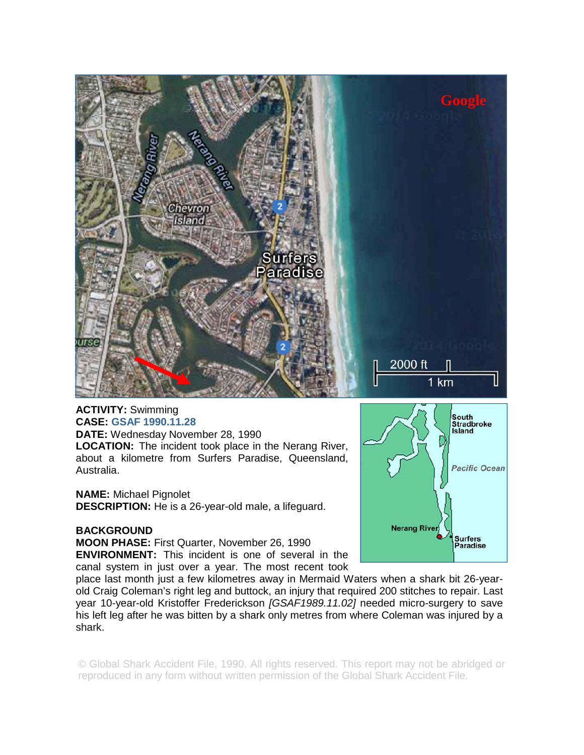**ACTIVITY:** Swimming
**CASE:** GSAF 1990.11.28
**DATE:** Wednesday November 28, 1990
**LOCATION:** The incident took place in the Nerang River, about a kilometre from Surfers Paradise, Queensland, Australia.

**NAME:** Michael Pignolet
**DESCRIPTION:** He is a 26-year-old male, a lifeguard.

**BACKGROUND**
**MOON PHASE:** First Quarter, November 26, 1990
**ENVIRONMENT:** This incident is one of several in the canal system in just over a year. The most recent took place last month just a few kilometres away in Mermaid Waters when a shark bit 26-year-old Craig Coleman's right leg and buttock, an injury that required 200 stitches to repair. Last year 10-year-old Kristoffer Frederickson *[GSAF1989.11.02]* needed micro-surgery to save his left leg after he was bitten by a shark only metres from where Coleman was injured by a shark.

© Global Shark Accident File, 1990. All rights reserved. This report may not be abridged or reproduced in any form without written permission of the Global Shark Accident File.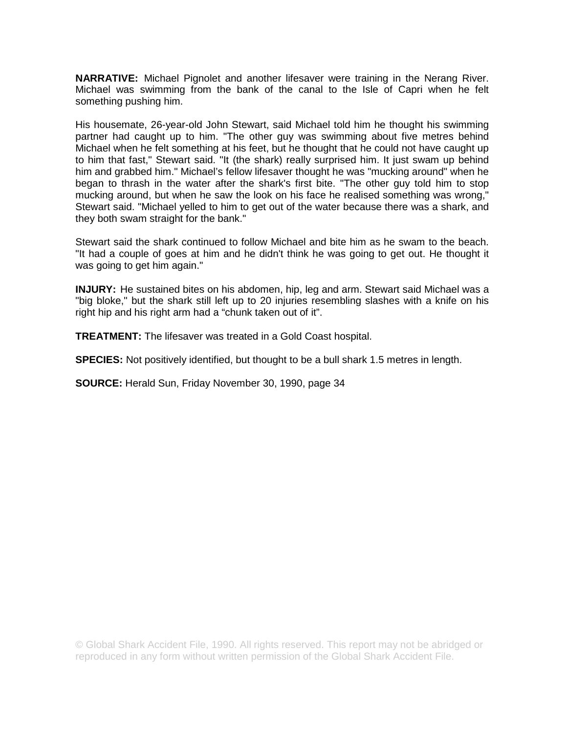**NARRATIVE:** Michael Pignolet and another lifesaver were training in the Nerang River. Michael was swimming from the bank of the canal to the Isle of Capri when he felt something pushing him.

His housemate, 26-year-old John Stewart, said Michael told him he thought his swimming partner had caught up to him. "The other guy was swimming about five metres behind Michael when he felt something at his feet, but he thought that he could not have caught up to him that fast," Stewart said. "It (the shark) really surprised him. It just swam up behind him and grabbed him." Michael's fellow lifesaver thought he was "mucking around" when he began to thrash in the water after the shark's first bite. "The other guy told him to stop mucking around, but when he saw the look on his face he realised something was wrong," Stewart said. "Michael yelled to him to get out of the water because there was a shark, and they both swam straight for the bank."

Stewart said the shark continued to follow Michael and bite him as he swam to the beach. "It had a couple of goes at him and he didn't think he was going to get out. He thought it was going to get him again."

**INJURY:** He sustained bites on his abdomen, hip, leg and arm. Stewart said Michael was a "big bloke," but the shark still left up to 20 injuries resembling slashes with a knife on his right hip and his right arm had a "chunk taken out of it".

**TREATMENT:** The lifesaver was treated in a Gold Coast hospital.

**SPECIES:** Not positively identified, but thought to be a bull shark 1.5 metres in length.

**SOURCE:** Herald Sun, Friday November 30, 1990, page 34

© Global Shark Accident File, 1990. All rights reserved. This report may not be abridged or reproduced in any form without written permission of the Global Shark Accident File.